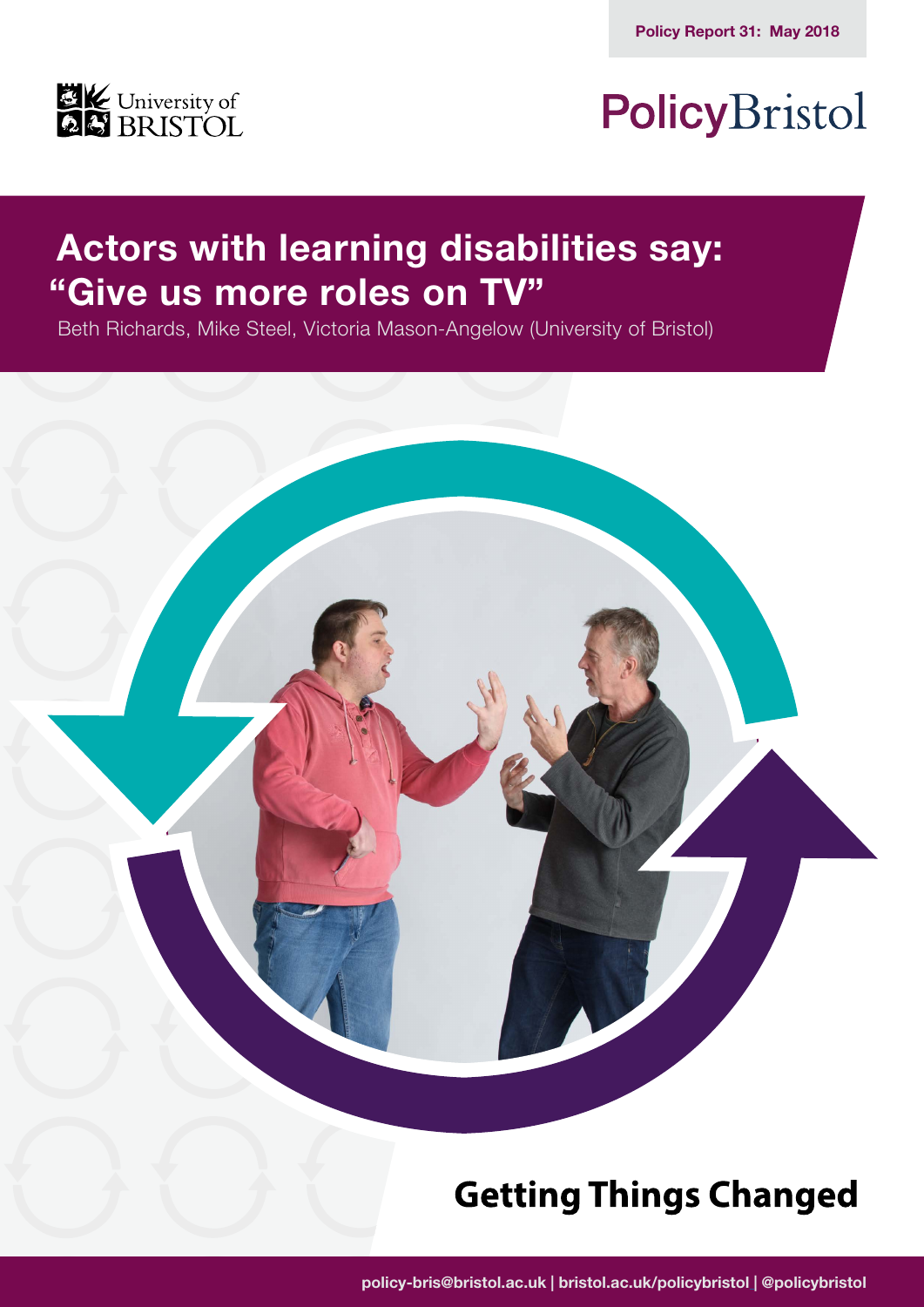Policy Report 31: May 2018

University of BRISTOL

PolicyBristol

# Actors with learning disabilities say: "Give us more roles on TV"

Beth Richards, Mike Steel, Victoria Mason-Angelow (University of Bristol)

Getting Things Changed

policy-bris@bristol.ac.uk | bristol.ac.uk/policybristol | @policybristol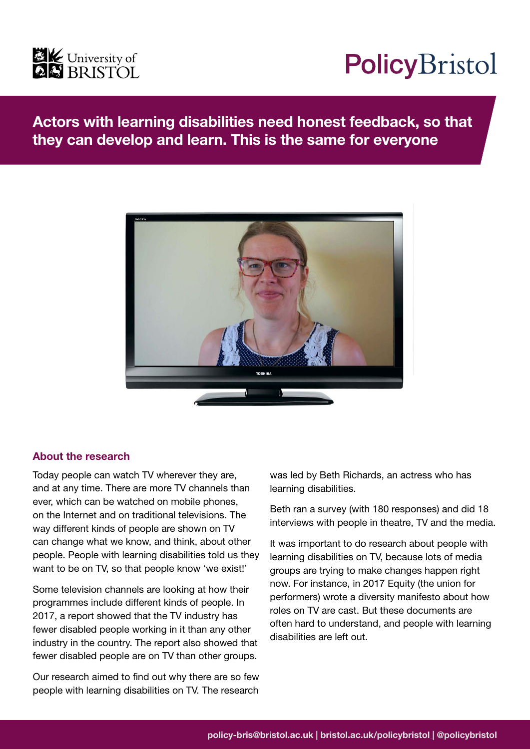# Actors with learning disabilities need honest feedback, so that they can develop and learn. This is the same for everyone

## About the research

Today people can watch TV wherever they are, and at any time. There are more TV channels than ever, which can be watched on mobile phones, on the Internet and on traditional televisions. The way different kinds of people are shown on TV can change what we know, and think, about other people. People with learning disabilities told us they want to be on TV, so that people know 'we exist!'

Some television channels are looking at how their programmes include different kinds of people. In 2017, a report showed that the TV industry has fewer disabled people working in it than any other industry in the country. The report also showed that fewer disabled people are on TV than other groups.

Our research aimed to find out why there are so few people with learning disabilities on TV. The research was led by Beth Richards, an actress who has learning disabilities.

Beth ran a survey (with 180 responses) and did 18 interviews with people in theatre, TV and the media.

It was important to do research about people with learning disabilities on TV, because lots of media groups are trying to make changes happen right now. For instance, in 2017 Equity (the union for performers) wrote a diversity manifesto about how roles on TV are cast. But these documents are often hard to understand, and people with learning disabilities are left out.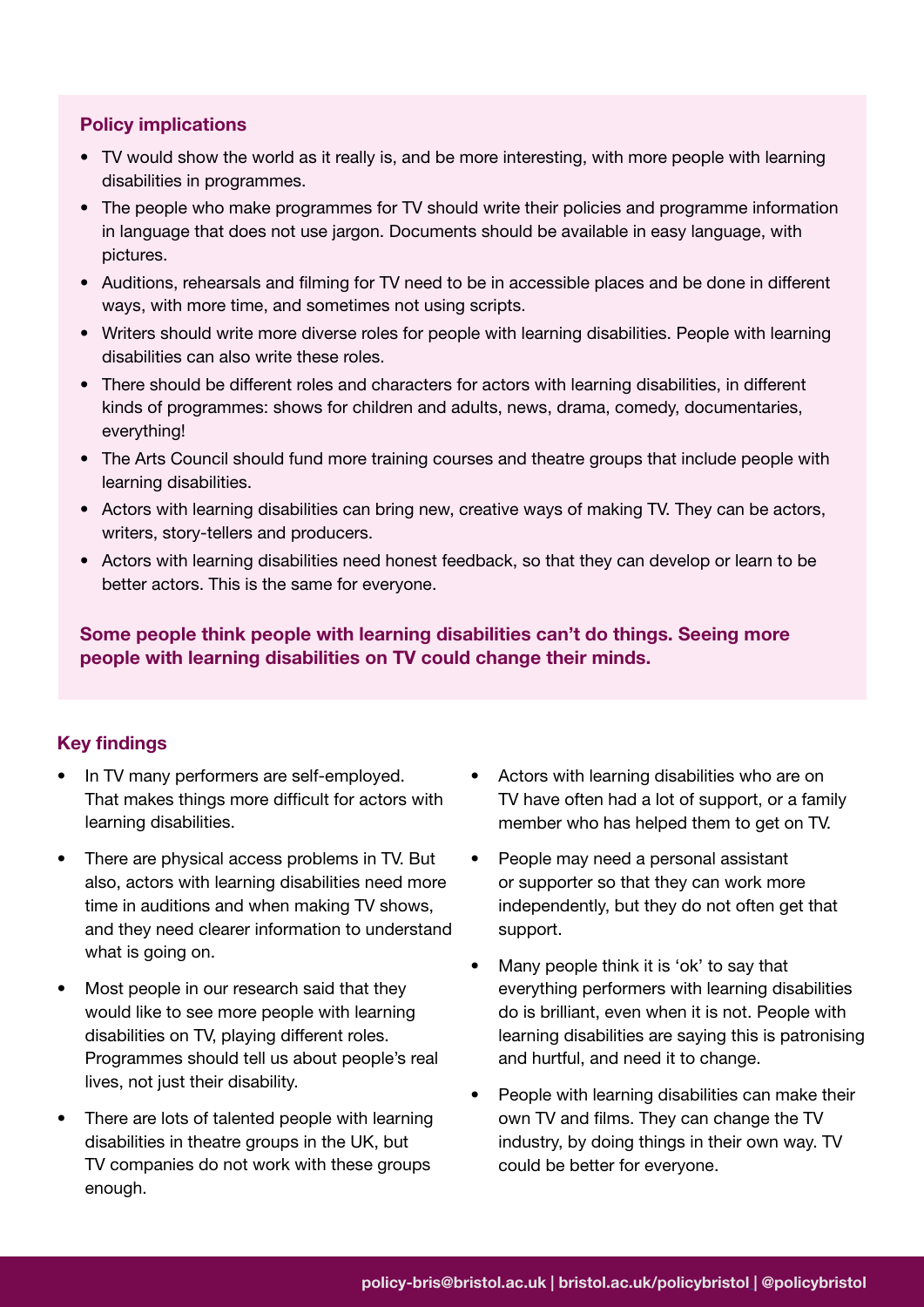## Policy implications

- TV would show the world as it really is, and be more interesting, with more people with learning disabilities in programmes.
- The people who make programmes for TV should write their policies and programme information in language that does not use jargon. Documents should be available in easy language, with pictures.
- Auditions, rehearsals and filming for TV need to be in accessible places and be done in different ways, with more time, and sometimes not using scripts.
- Writers should write more diverse roles for people with learning disabilities. People with learning disabilities can also write these roles.
- There should be different roles and characters for actors with learning disabilities, in different kinds of programmes: shows for children and adults, news, drama, comedy, documentaries, everything!
- The Arts Council should fund more training courses and theatre groups that include people with learning disabilities.
- Actors with learning disabilities can bring new, creative ways of making TV. They can be actors, writers, story-tellers and producers.
- Actors with learning disabilities need honest feedback, so that they can develop or learn to be better actors. This is the same for everyone.

**Some people think people with learning disabilities can't do things. Seeing more people with learning disabilities on TV could change their minds.**

## Key findings

- In TV many performers are self-employed. That makes things more difficult for actors with learning disabilities.
- There are physical access problems in TV. But also, actors with learning disabilities need more time in auditions and when making TV shows, and they need clearer information to understand what is going on.
- Most people in our research said that they would like to see more people with learning disabilities on TV, playing different roles. Programmes should tell us about people's real lives, not just their disability.
- There are lots of talented people with learning disabilities in theatre groups in the UK, but TV companies do not work with these groups enough.
- Actors with learning disabilities who are on TV have often had a lot of support, or a family member who has helped them to get on TV.
- People may need a personal assistant or supporter so that they can work more independently, but they do not often get that support.
- Many people think it is 'ok' to say that everything performers with learning disabilities do is brilliant, even when it is not. People with learning disabilities are saying this is patronising and hurtful, and need it to change.
- People with learning disabilities can make their own TV and films. They can change the TV industry, by doing things in their own way. TV could be better for everyone.

policy-bris@bristol.ac.uk | bristol.ac.uk/policybristol | @policybristol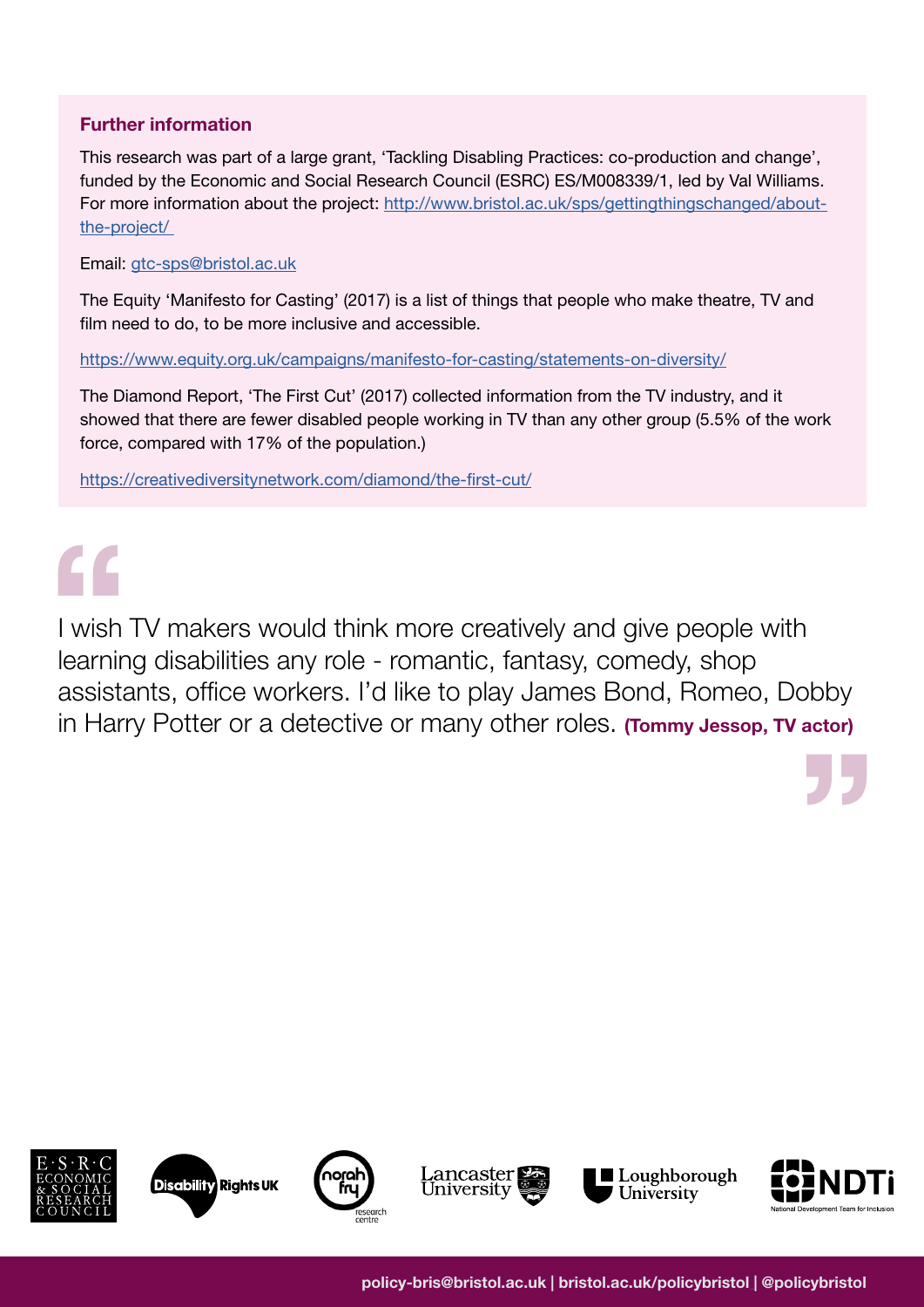## Further information

This research was part of a large grant, 'Tackling Disabling Practices: co-production and change', funded by the Economic and Social Research Council (ESRC) ES/M008339/1, led by Val Williams. For more information about the project: http://www.bristol.ac.uk/sps/gettingthingschanged/about-the-project/

Email: gtc-sps@bristol.ac.uk

The Equity 'Manifesto for Casting' (2017) is a list of things that people who make theatre, TV and film need to do, to be more inclusive and accessible.

https://www.equity.org.uk/campaigns/manifesto-for-casting/statements-on-diversity/

The Diamond Report, 'The First Cut' (2017) collected information from the TV industry, and it showed that there are fewer disabled people working in TV than any other group (5.5% of the work force, compared with 17% of the population.)

https://creativediversitynetwork.com/diamond/the-first-cut/

> "I wish TV makers would think more creatively and give people with learning disabilities any role - romantic, fantasy, comedy, shop assistants, office workers. I'd like to play James Bond, Romeo, Dobby in Harry Potter or a detective or many other roles." **(Tommy Jessop, TV actor)**

policy-bris@bristol.ac.uk | bristol.ac.uk/policybristol | @policybristol